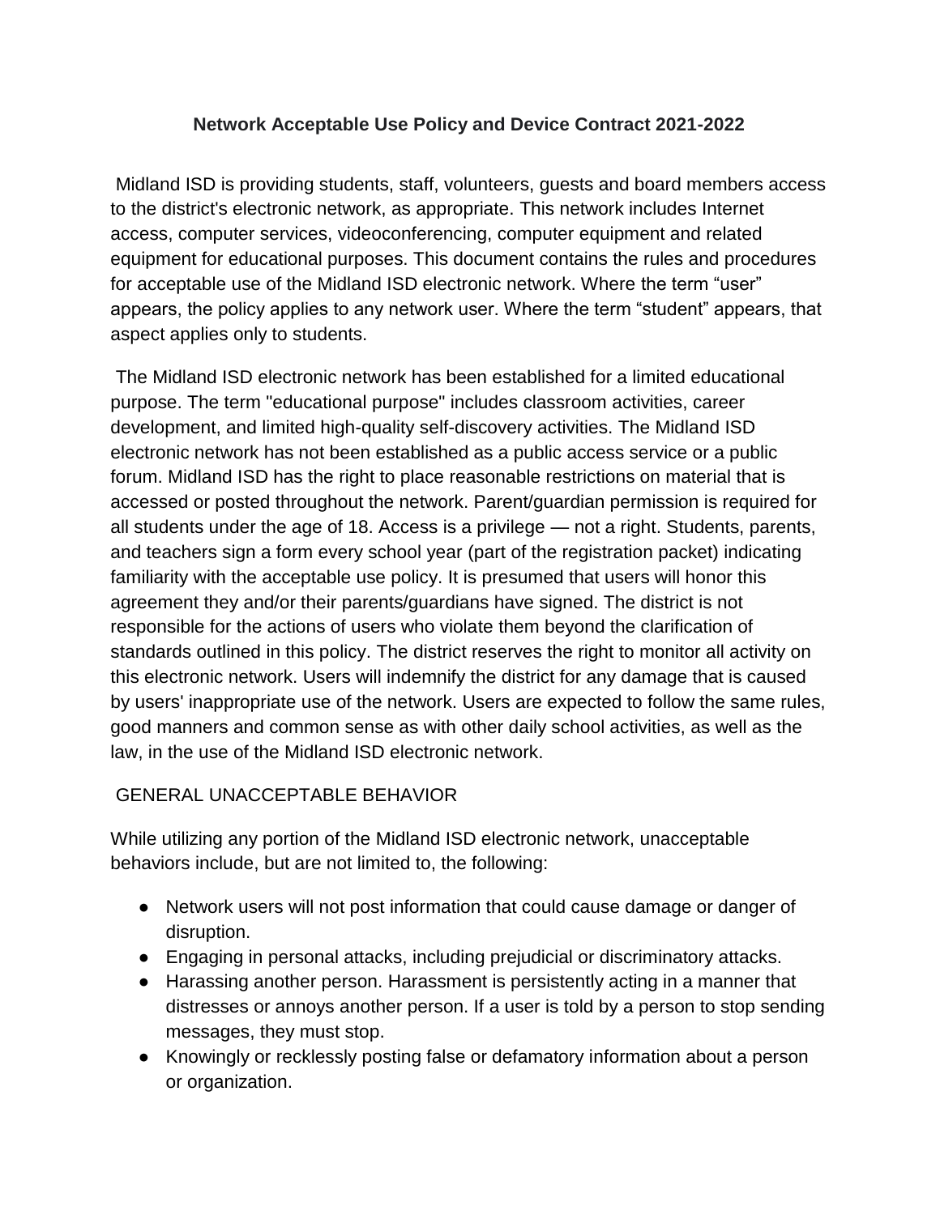**Network Acceptable Use Policy and Device Contract 2021-2022**

Midland ISD is providing students, staff, volunteers, guests and board members access to the district's electronic network, as appropriate. This network includes Internet access, computer services, videoconferencing, computer equipment and related equipment for educational purposes. This document contains the rules and procedures for acceptable use of the Midland ISD electronic network. Where the term "user" appears, the policy applies to any network user. Where the term "student" appears, that aspect applies only to students.

The Midland ISD electronic network has been established for a limited educational purpose. The term "educational purpose" includes classroom activities, career development, and limited high-quality self-discovery activities. The Midland ISD electronic network has not been established as a public access service or a public forum. Midland ISD has the right to place reasonable restrictions on material that is accessed or posted throughout the network. Parent/guardian permission is required for all students under the age of 18. Access is a privilege — not a right. Students, parents, and teachers sign a form every school year (part of the registration packet) indicating familiarity with the acceptable use policy. It is presumed that users will honor this agreement they and/or their parents/guardians have signed. The district is not responsible for the actions of users who violate them beyond the clarification of standards outlined in this policy. The district reserves the right to monitor all activity on this electronic network. Users will indemnify the district for any damage that is caused by users' inappropriate use of the network. Users are expected to follow the same rules, good manners and common sense as with other daily school activities, as well as the law, in the use of the Midland ISD electronic network.

GENERAL UNACCEPTABLE BEHAVIOR

While utilizing any portion of the Midland ISD electronic network, unacceptable behaviors include, but are not limited to, the following:

- Network users will not post information that could cause damage or danger of disruption.
- Engaging in personal attacks, including prejudicial or discriminatory attacks.
- Harassing another person. Harassment is persistently acting in a manner that distresses or annoys another person. If a user is told by a person to stop sending messages, they must stop.
- Knowingly or recklessly posting false or defamatory information about a person or organization.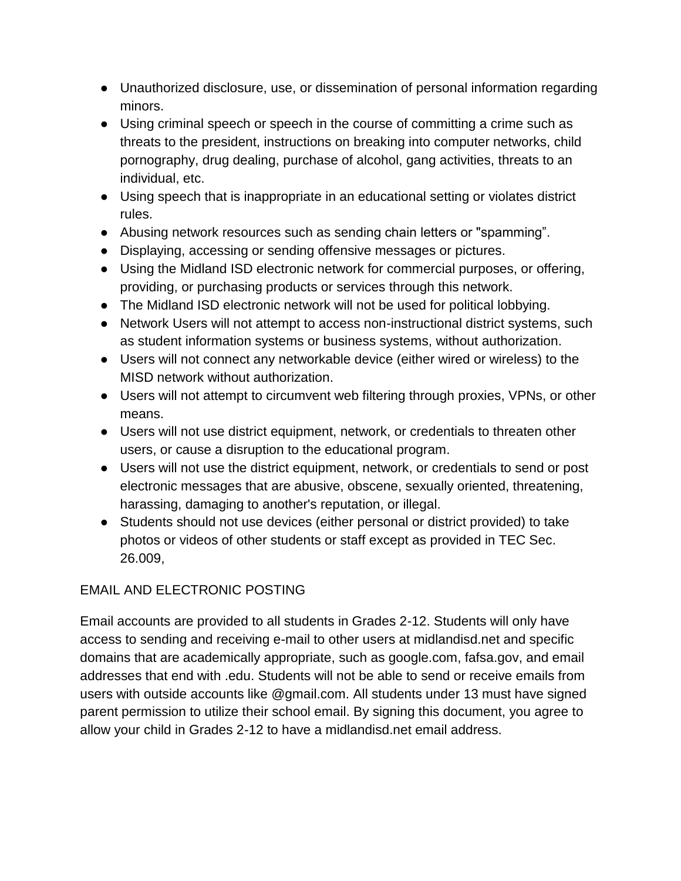- Unauthorized disclosure, use, or dissemination of personal information regarding minors.
- Using criminal speech or speech in the course of committing a crime such as threats to the president, instructions on breaking into computer networks, child pornography, drug dealing, purchase of alcohol, gang activities, threats to an individual, etc.
- Using speech that is inappropriate in an educational setting or violates district rules.
- Abusing network resources such as sending chain letters or "spamming".
- Displaying, accessing or sending offensive messages or pictures.
- Using the Midland ISD electronic network for commercial purposes, or offering, providing, or purchasing products or services through this network.
- The Midland ISD electronic network will not be used for political lobbying.
- Network Users will not attempt to access non-instructional district systems, such as student information systems or business systems, without authorization.
- Users will not connect any networkable device (either wired or wireless) to the MISD network without authorization.
- Users will not attempt to circumvent web filtering through proxies, VPNs, or other means.
- Users will not use district equipment, network, or credentials to threaten other users, or cause a disruption to the educational program.
- Users will not use the district equipment, network, or credentials to send or post electronic messages that are abusive, obscene, sexually oriented, threatening, harassing, damaging to another's reputation, or illegal.
- Students should not use devices (either personal or district provided) to take photos or videos of other students or staff except as provided in TEC Sec. 26.009,

EMAIL AND ELECTRONIC POSTING

Email accounts are provided to all students in Grades 2-12. Students will only have access to sending and receiving e-mail to other users at midlandisd.net and specific domains that are academically appropriate, such as google.com, fafsa.gov, and email addresses that end with .edu. Students will not be able to send or receive emails from users with outside accounts like @gmail.com. All students under 13 must have signed parent permission to utilize their school email. By signing this document, you agree to allow your child in Grades 2-12 to have a midlandisd.net email address.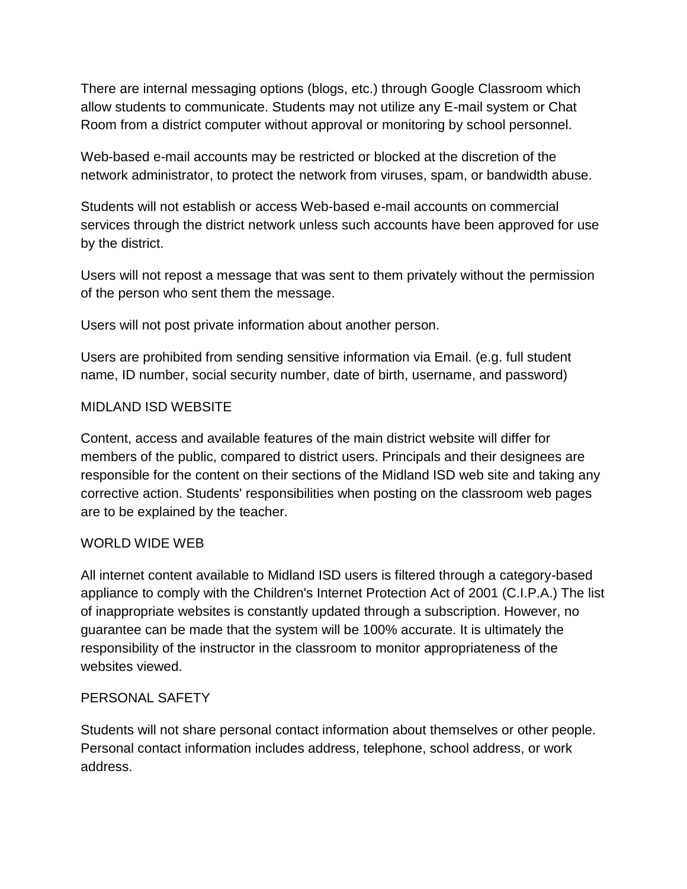There are internal messaging options (blogs, etc.) through Google Classroom which allow students to communicate. Students may not utilize any E-mail system or Chat Room from a district computer without approval or monitoring by school personnel.

Web-based e-mail accounts may be restricted or blocked at the discretion of the network administrator, to protect the network from viruses, spam, or bandwidth abuse.

Students will not establish or access Web-based e-mail accounts on commercial services through the district network unless such accounts have been approved for use by the district.

Users will not repost a message that was sent to them privately without the permission of the person who sent them the message.

Users will not post private information about another person.

Users are prohibited from sending sensitive information via Email. (e.g. full student name, ID number, social security number, date of birth, username, and password)

## MIDLAND ISD WEBSITE

Content, access and available features of the main district website will differ for members of the public, compared to district users. Principals and their designees are responsible for the content on their sections of the Midland ISD web site and taking any corrective action. Students' responsibilities when posting on the classroom web pages are to be explained by the teacher.

## WORLD WIDE WEB

All internet content available to Midland ISD users is filtered through a category-based appliance to comply with the Children's Internet Protection Act of 2001 (C.I.P.A.) The list of inappropriate websites is constantly updated through a subscription. However, no guarantee can be made that the system will be 100% accurate. It is ultimately the responsibility of the instructor in the classroom to monitor appropriateness of the websites viewed.

## PERSONAL SAFETY

Students will not share personal contact information about themselves or other people. Personal contact information includes address, telephone, school address, or work address.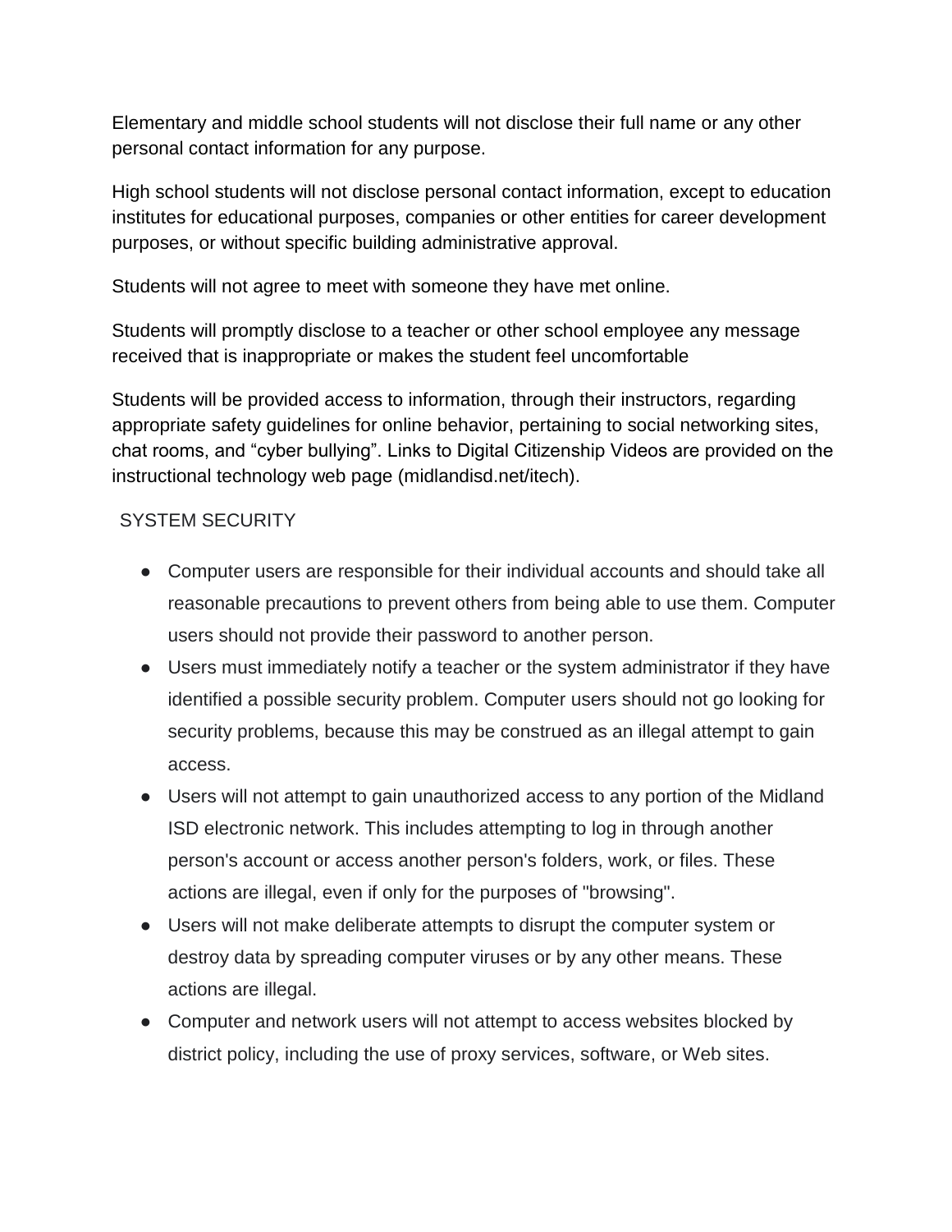Elementary and middle school students will not disclose their full name or any other personal contact information for any purpose.

High school students will not disclose personal contact information, except to education institutes for educational purposes, companies or other entities for career development purposes, or without specific building administrative approval.

Students will not agree to meet with someone they have met online.

Students will promptly disclose to a teacher or other school employee any message received that is inappropriate or makes the student feel uncomfortable

Students will be provided access to information, through their instructors, regarding appropriate safety guidelines for online behavior, pertaining to social networking sites, chat rooms, and “cyber bullying”. Links to Digital Citizenship Videos are provided on the instructional technology web page (midlandisd.net/itech).

SYSTEM SECURITY

- Computer users are responsible for their individual accounts and should take all reasonable precautions to prevent others from being able to use them. Computer users should not provide their password to another person.
- Users must immediately notify a teacher or the system administrator if they have identified a possible security problem. Computer users should not go looking for security problems, because this may be construed as an illegal attempt to gain access.
- Users will not attempt to gain unauthorized access to any portion of the Midland ISD electronic network. This includes attempting to log in through another person's account or access another person's folders, work, or files. These actions are illegal, even if only for the purposes of "browsing".
- Users will not make deliberate attempts to disrupt the computer system or destroy data by spreading computer viruses or by any other means. These actions are illegal.
- Computer and network users will not attempt to access websites blocked by district policy, including the use of proxy services, software, or Web sites.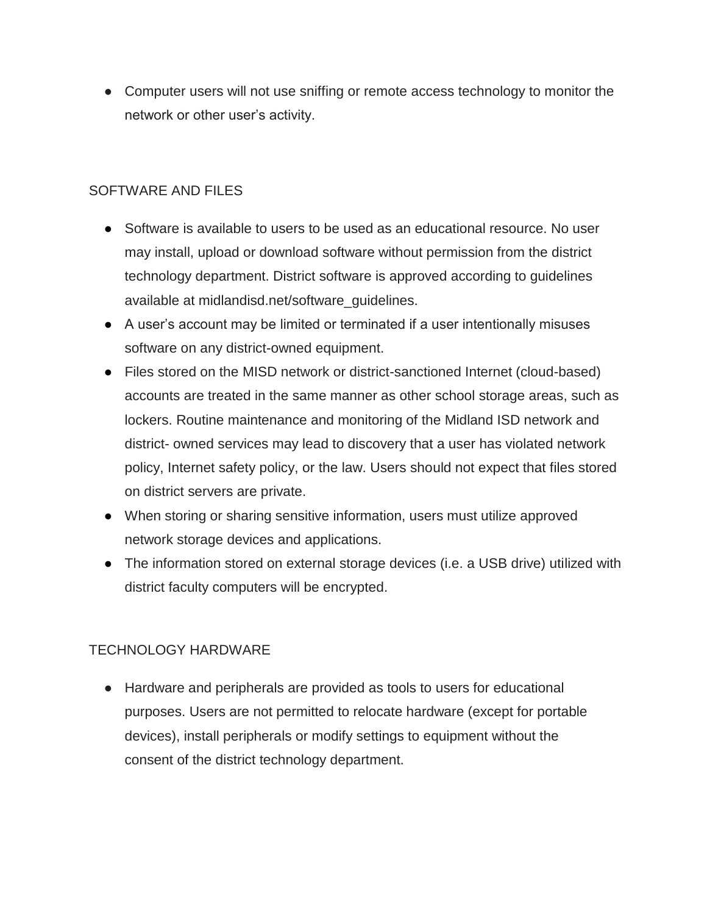- Computer users will not use sniffing or remote access technology to monitor the network or other user's activity.

## SOFTWARE AND FILES

- Software is available to users to be used as an educational resource. No user may install, upload or download software without permission from the district technology department. District software is approved according to guidelines available at midlandisd.net/software_guidelines.
- A user's account may be limited or terminated if a user intentionally misuses software on any district-owned equipment.
- Files stored on the MISD network or district-sanctioned Internet (cloud-based) accounts are treated in the same manner as other school storage areas, such as lockers. Routine maintenance and monitoring of the Midland ISD network and district- owned services may lead to discovery that a user has violated network policy, Internet safety policy, or the law. Users should not expect that files stored on district servers are private.
- When storing or sharing sensitive information, users must utilize approved network storage devices and applications.
- The information stored on external storage devices (i.e. a USB drive) utilized with district faculty computers will be encrypted.

## TECHNOLOGY HARDWARE

- Hardware and peripherals are provided as tools to users for educational purposes. Users are not permitted to relocate hardware (except for portable devices), install peripherals or modify settings to equipment without the consent of the district technology department.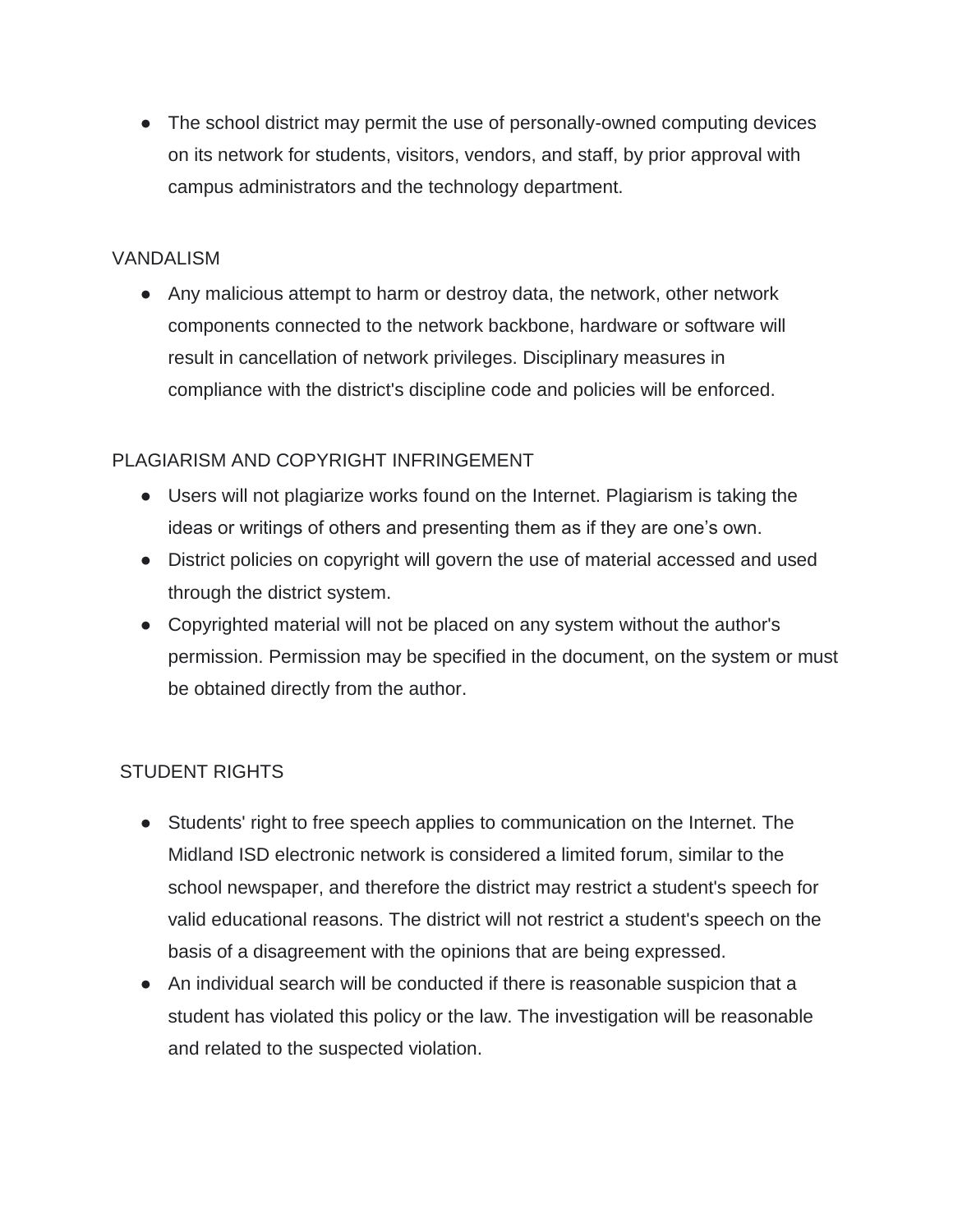- The school district may permit the use of personally-owned computing devices on its network for students, visitors, vendors, and staff, by prior approval with campus administrators and the technology department.

## VANDALISM

- Any malicious attempt to harm or destroy data, the network, other network components connected to the network backbone, hardware or software will result in cancellation of network privileges. Disciplinary measures in compliance with the district's discipline code and policies will be enforced.

## PLAGIARISM AND COPYRIGHT INFRINGEMENT

- Users will not plagiarize works found on the Internet. Plagiarism is taking the ideas or writings of others and presenting them as if they are one's own.
- District policies on copyright will govern the use of material accessed and used through the district system.
- Copyrighted material will not be placed on any system without the author's permission. Permission may be specified in the document, on the system or must be obtained directly from the author.

## STUDENT RIGHTS

- Students' right to free speech applies to communication on the Internet. The Midland ISD electronic network is considered a limited forum, similar to the school newspaper, and therefore the district may restrict a student's speech for valid educational reasons. The district will not restrict a student's speech on the basis of a disagreement with the opinions that are being expressed.
- An individual search will be conducted if there is reasonable suspicion that a student has violated this policy or the law. The investigation will be reasonable and related to the suspected violation.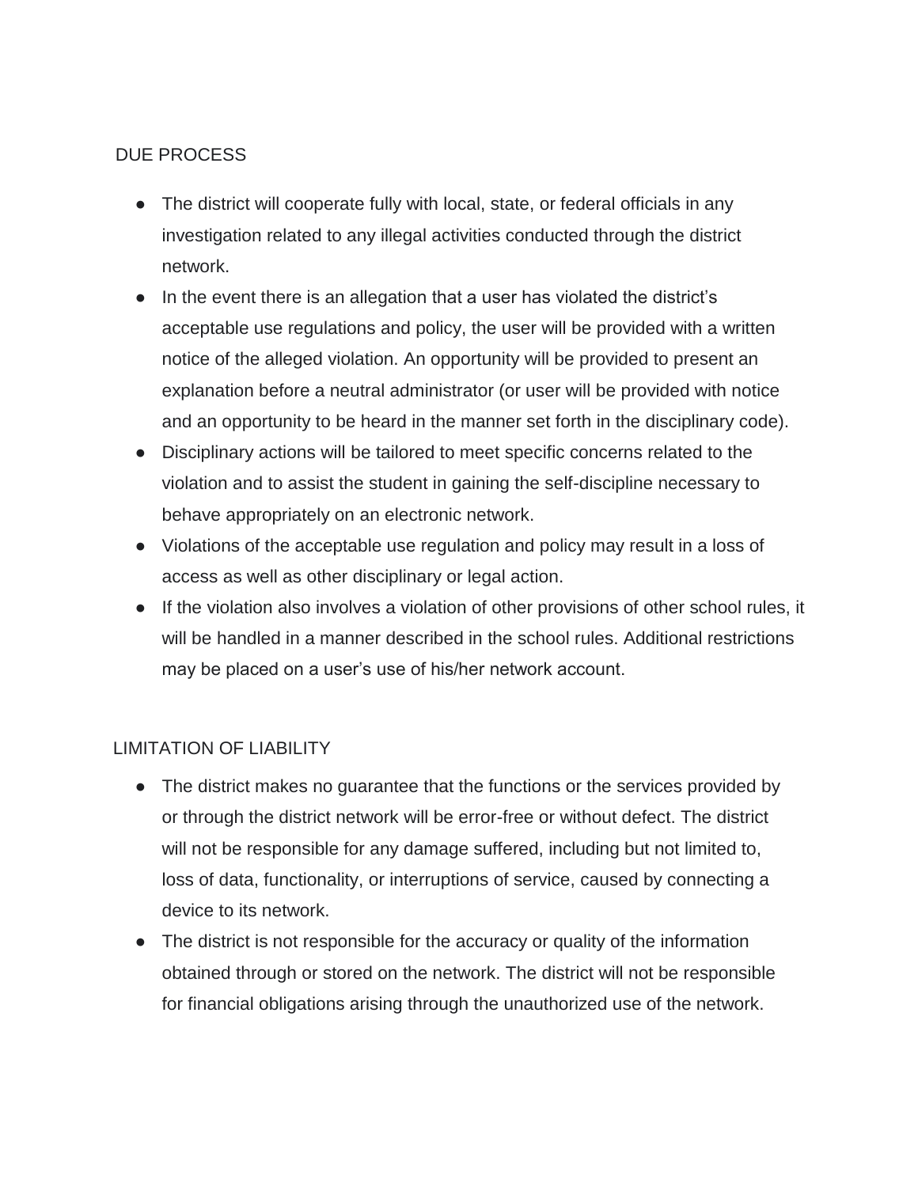## DUE PROCESS

- The district will cooperate fully with local, state, or federal officials in any investigation related to any illegal activities conducted through the district network.
- In the event there is an allegation that a user has violated the district's acceptable use regulations and policy, the user will be provided with a written notice of the alleged violation. An opportunity will be provided to present an explanation before a neutral administrator (or user will be provided with notice and an opportunity to be heard in the manner set forth in the disciplinary code).
- Disciplinary actions will be tailored to meet specific concerns related to the violation and to assist the student in gaining the self-discipline necessary to behave appropriately on an electronic network.
- Violations of the acceptable use regulation and policy may result in a loss of access as well as other disciplinary or legal action.
- If the violation also involves a violation of other provisions of other school rules, it will be handled in a manner described in the school rules. Additional restrictions may be placed on a user's use of his/her network account.

## LIMITATION OF LIABILITY

- The district makes no guarantee that the functions or the services provided by or through the district network will be error-free or without defect. The district will not be responsible for any damage suffered, including but not limited to, loss of data, functionality, or interruptions of service, caused by connecting a device to its network.
- The district is not responsible for the accuracy or quality of the information obtained through or stored on the network. The district will not be responsible for financial obligations arising through the unauthorized use of the network.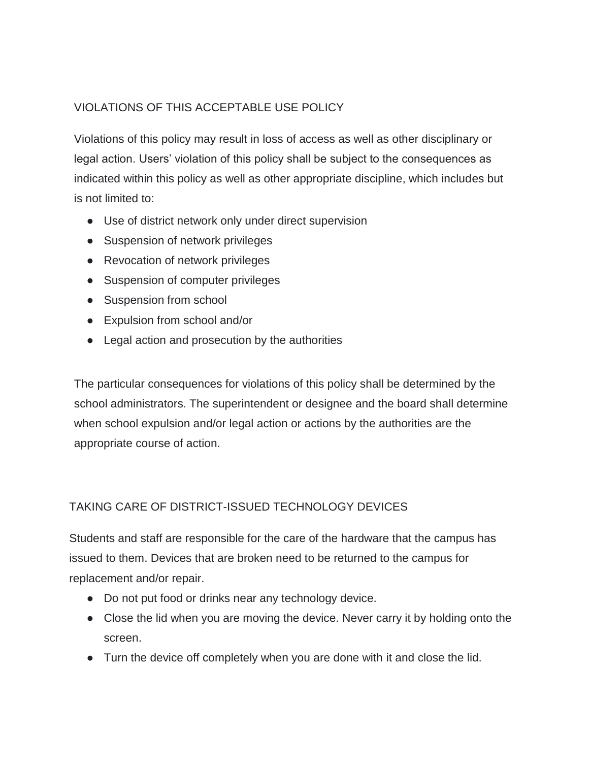## VIOLATIONS OF THIS ACCEPTABLE USE POLICY

Violations of this policy may result in loss of access as well as other disciplinary or legal action. Users' violation of this policy shall be subject to the consequences as indicated within this policy as well as other appropriate discipline, which includes but is not limited to:

- Use of district network only under direct supervision
- Suspension of network privileges
- Revocation of network privileges
- Suspension of computer privileges
- Suspension from school
- Expulsion from school and/or
- Legal action and prosecution by the authorities

The particular consequences for violations of this policy shall be determined by the school administrators. The superintendent or designee and the board shall determine when school expulsion and/or legal action or actions by the authorities are the appropriate course of action.

## TAKING CARE OF DISTRICT-ISSUED TECHNOLOGY DEVICES

Students and staff are responsible for the care of the hardware that the campus has issued to them. Devices that are broken need to be returned to the campus for replacement and/or repair.

- Do not put food or drinks near any technology device.
- Close the lid when you are moving the device. Never carry it by holding onto the screen.
- Turn the device off completely when you are done with it and close the lid.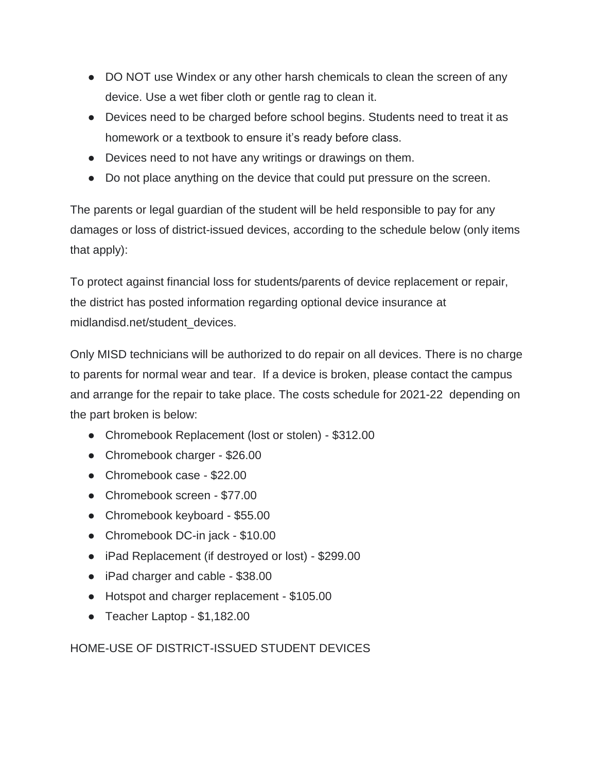- DO NOT use Windex or any other harsh chemicals to clean the screen of any device. Use a wet fiber cloth or gentle rag to clean it.
- Devices need to be charged before school begins. Students need to treat it as homework or a textbook to ensure it's ready before class.
- Devices need to not have any writings or drawings on them.
- Do not place anything on the device that could put pressure on the screen.

The parents or legal guardian of the student will be held responsible to pay for any damages or loss of district-issued devices, according to the schedule below (only items that apply):

To protect against financial loss for students/parents of device replacement or repair, the district has posted information regarding optional device insurance at midlandisd.net/student_devices.

Only MISD technicians will be authorized to do repair on all devices. There is no charge to parents for normal wear and tear. If a device is broken, please contact the campus and arrange for the repair to take place. The costs schedule for 2021-22 depending on the part broken is below:

- Chromebook Replacement (lost or stolen) - $312.00
- Chromebook charger - $26.00
- Chromebook case - $22.00
- Chromebook screen - $77.00
- Chromebook keyboard - $55.00
- Chromebook DC-in jack - $10.00
- iPad Replacement (if destroyed or lost) - $299.00
- iPad charger and cable - $38.00
- Hotspot and charger replacement - $105.00
- Teacher Laptop - $1,182.00

HOME-USE OF DISTRICT-ISSUED STUDENT DEVICES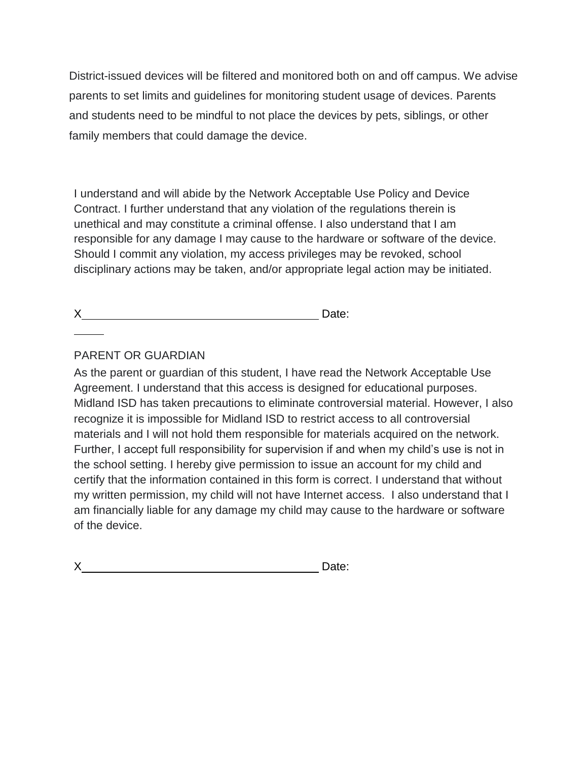District-issued devices will be filtered and monitored both on and off campus. We advise parents to set limits and guidelines for monitoring student usage of devices. Parents and students need to be mindful to not place the devices by pets, siblings, or other family members that could damage the device.

I understand and will abide by the Network Acceptable Use Policy and Device Contract. I further understand that any violation of the regulations therein is unethical and may constitute a criminal offense. I also understand that I am responsible for any damage I may cause to the hardware or software of the device. Should I commit any violation, my access privileges may be revoked, school disciplinary actions may be taken, and/or appropriate legal action may be initiated.

X______________________________________ Date: _____

PARENT OR GUARDIAN

As the parent or guardian of this student, I have read the Network Acceptable Use Agreement. I understand that this access is designed for educational purposes. Midland ISD has taken precautions to eliminate controversial material. However, I also recognize it is impossible for Midland ISD to restrict access to all controversial materials and I will not hold them responsible for materials acquired on the network. Further, I accept full responsibility for supervision if and when my child's use is not in the school setting. I hereby give permission to issue an account for my child and certify that the information contained in this form is correct. I understand that without my written permission, my child will not have Internet access. I also understand that I am financially liable for any damage my child may cause to the hardware or software of the device.

X______________________________________ Date: